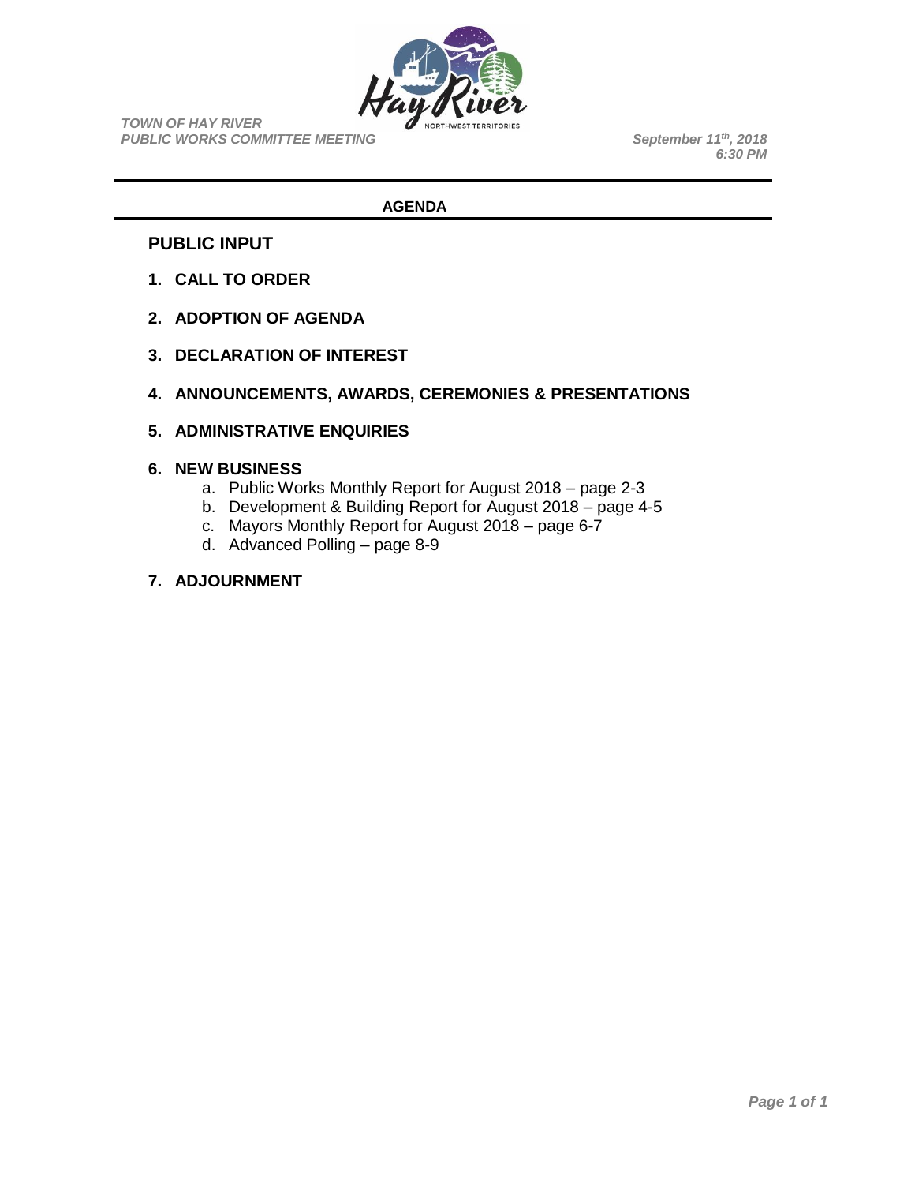*TOWN OF HAY RIVER*
***PUBLIC WORKS COMMITTEE MEETING***

***September 11th, 2018***
***6:30 PM***

---

**AGENDA**

---

## PUBLIC INPUT

1. **CALL TO ORDER**

2. **ADOPTION OF AGENDA**

3. **DECLARATION OF INTEREST**

4. **ANNOUNCEMENTS, AWARDS, CEREMONIES & PRESENTATIONS**

5. **ADMINISTRATIVE ENQUIRIES**

6. **NEW BUSINESS**
   a. Public Works Monthly Report for August 2018 – page 2-3
   b. Development & Building Report for August 2018 – page 4-5
   c. Mayors Monthly Report for August 2018 – page 6-7
   d. Advanced Polling – page 8-9

7. **ADJOURNMENT**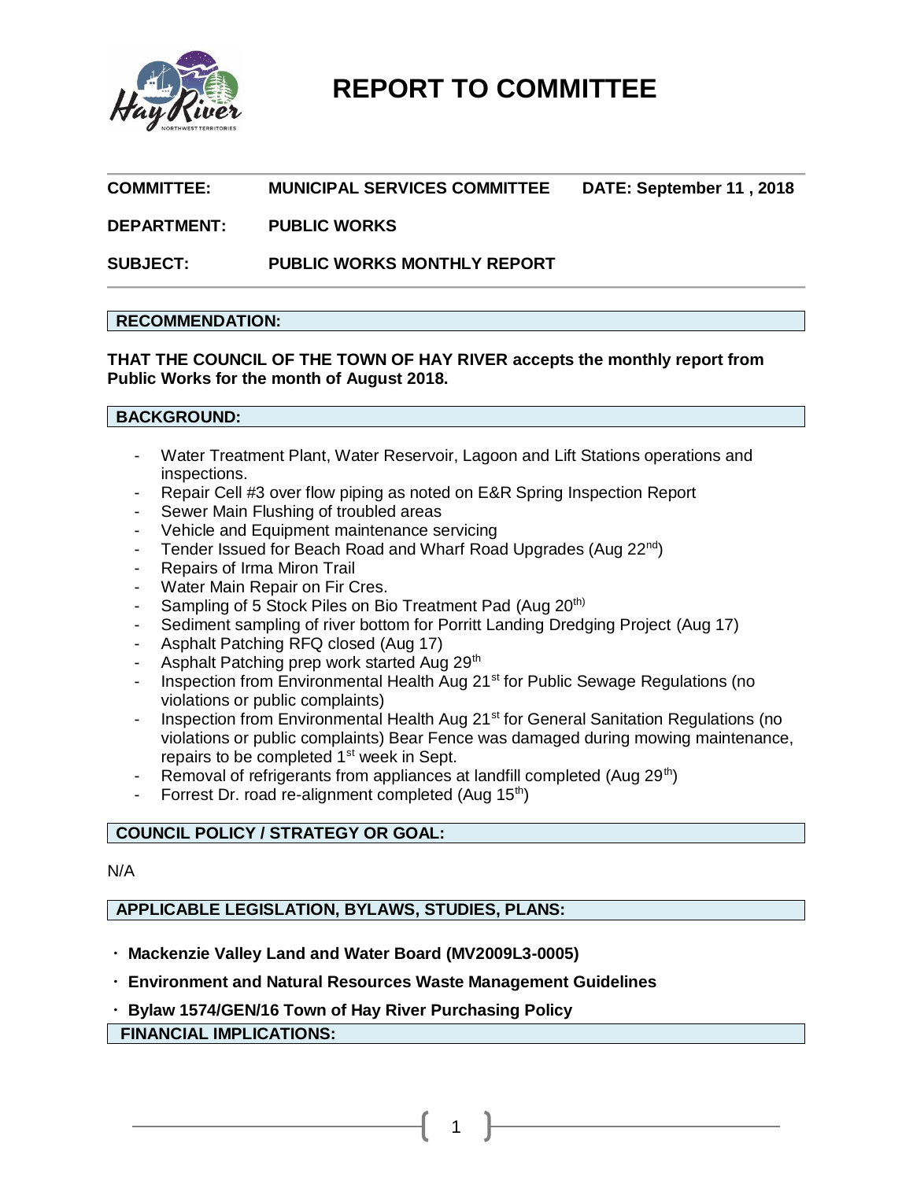# REPORT TO COMMITTEE

**COMMITTEE:** **MUNICIPAL SERVICES COMMITTEE** **DATE: September 11 , 2018**

**DEPARTMENT:** **PUBLIC WORKS**

**SUBJECT:** **PUBLIC WORKS MONTHLY REPORT**

## RECOMMENDATION:

**THAT THE COUNCIL OF THE TOWN OF HAY RIVER accepts the monthly report from Public Works for the month of August 2018.**

## BACKGROUND:

- Water Treatment Plant, Water Reservoir, Lagoon and Lift Stations operations and inspections.
- Repair Cell #3 over flow piping as noted on E&R Spring Inspection Report
- Sewer Main Flushing of troubled areas
- Vehicle and Equipment maintenance servicing
- Tender Issued for Beach Road and Wharf Road Upgrades (Aug 22nd)
- Repairs of Irma Miron Trail
- Water Main Repair on Fir Cres.
- Sampling of 5 Stock Piles on Bio Treatment Pad (Aug 20th)
- Sediment sampling of river bottom for Porritt Landing Dredging Project (Aug 17)
- Asphalt Patching RFQ closed (Aug 17)
- Asphalt Patching prep work started Aug 29th
- Inspection from Environmental Health Aug 21st for Public Sewage Regulations (no violations or public complaints)
- Inspection from Environmental Health Aug 21st for General Sanitation Regulations (no violations or public complaints) Bear Fence was damaged during mowing maintenance, repairs to be completed 1st week in Sept.
- Removal of refrigerants from appliances at landfill completed (Aug 29th)
- Forrest Dr. road re-alignment completed (Aug 15th)

## COUNCIL POLICY / STRATEGY OR GOAL:

N/A

## APPLICABLE LEGISLATION, BYLAWS, STUDIES, PLANS:

- **Mackenzie Valley Land and Water Board (MV2009L3-0005)**
- **Environment and Natural Resources Waste Management Guidelines**
- **Bylaw 1574/GEN/16 Town of Hay River Purchasing Policy**

## FINANCIAL IMPLICATIONS: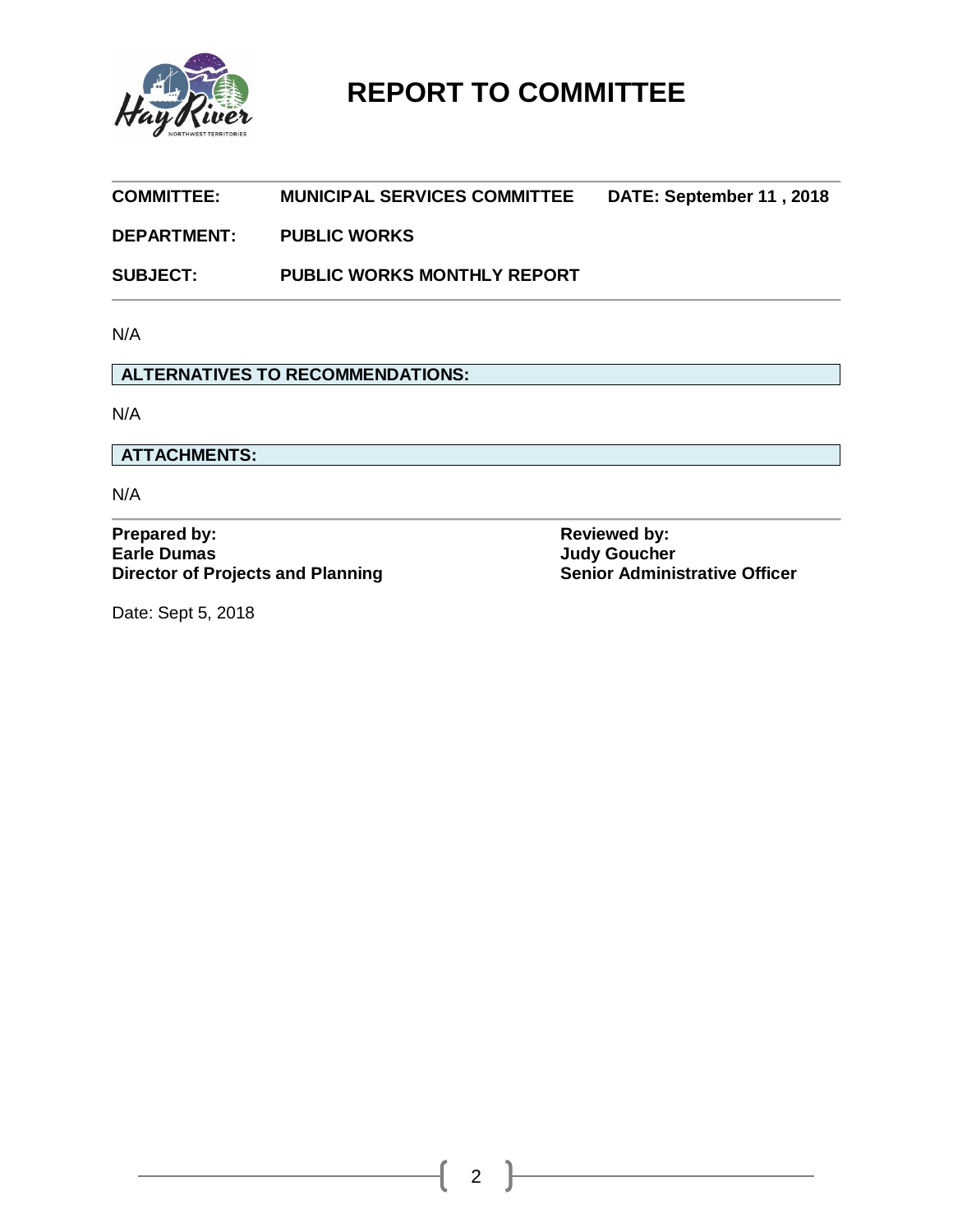# REPORT TO COMMITTEE

| | | |
|---|---|---|
| **COMMITTEE:** | **MUNICIPAL SERVICES COMMITTEE** | **DATE: September 11 , 2018** |
| **DEPARTMENT:** | **PUBLIC WORKS** | |
| **SUBJECT:** | **PUBLIC WORKS MONTHLY REPORT** | |

N/A

**ALTERNATIVES TO RECOMMENDATIONS:**

N/A

**ATTACHMENTS:**

N/A

| | |
|---|---|
| **Prepared by:** | **Reviewed by:** |
| **Earle Dumas** | **Judy Goucher** |
| **Director of Projects and Planning** | **Senior Administrative Officer** |

Date: Sept 5, 2018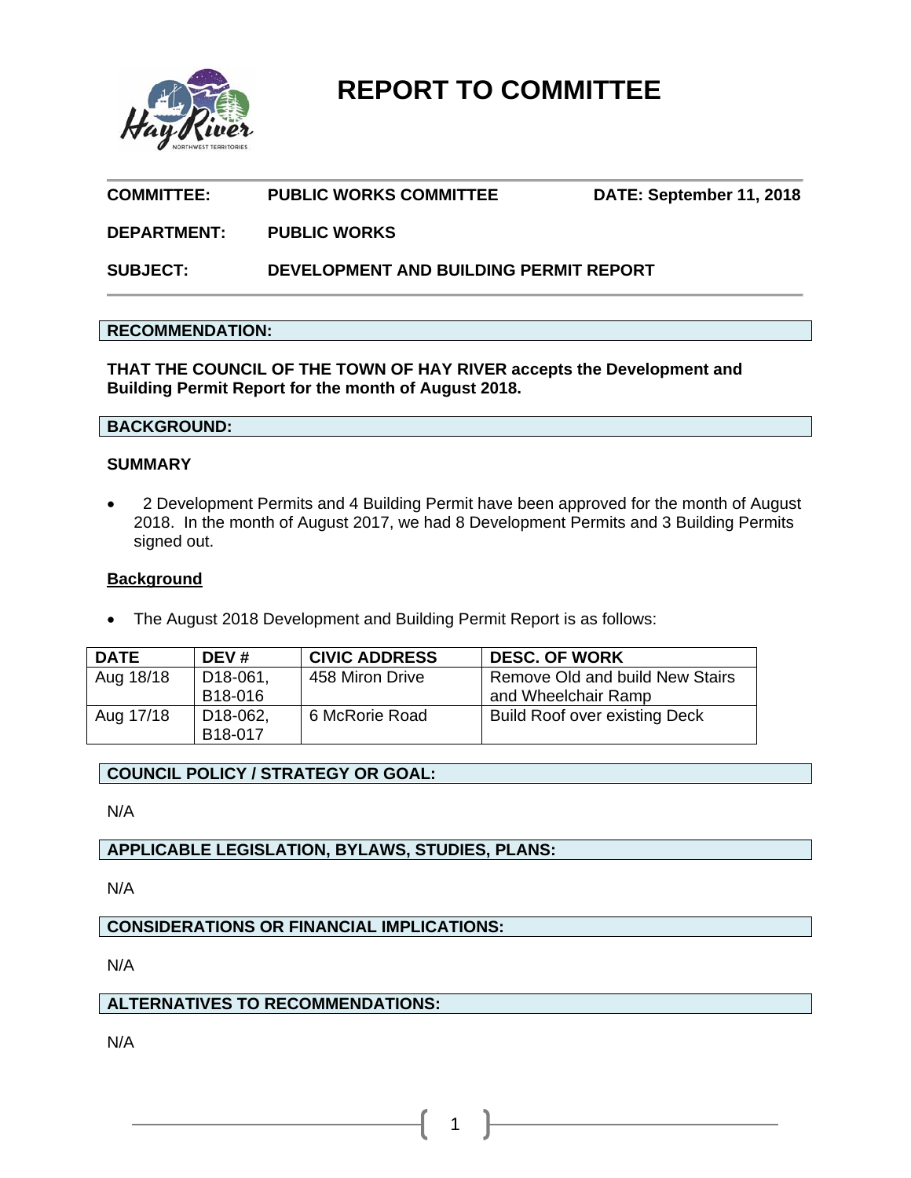# REPORT TO COMMITTEE

**COMMITTEE:** PUBLIC WORKS COMMITTEE **DATE: September 11, 2018**

**DEPARTMENT:** PUBLIC WORKS

**SUBJECT:** DEVELOPMENT AND BUILDING PERMIT REPORT

## RECOMMENDATION:

**THAT THE COUNCIL OF THE TOWN OF HAY RIVER accepts the Development and Building Permit Report for the month of August 2018.**

## BACKGROUND:

**SUMMARY**

- 2 Development Permits and 4 Building Permit have been approved for the month of August 2018. In the month of August 2017, we had 8 Development Permits and 3 Building Permits signed out.

**Background**

- The August 2018 Development and Building Permit Report is as follows:

| DATE | DEV # | CIVIC ADDRESS | DESC. OF WORK |
|---|---|---|---|
| Aug 18/18 | D18-061, B18-016 | 458 Miron Drive | Remove Old and build New Stairs and Wheelchair Ramp |
| Aug 17/18 | D18-062, B18-017 | 6 McRorie Road | Build Roof over existing Deck |

## COUNCIL POLICY / STRATEGY OR GOAL:

N/A

## APPLICABLE LEGISLATION, BYLAWS, STUDIES, PLANS:

N/A

## CONSIDERATIONS OR FINANCIAL IMPLICATIONS:

N/A

## ALTERNATIVES TO RECOMMENDATIONS:

N/A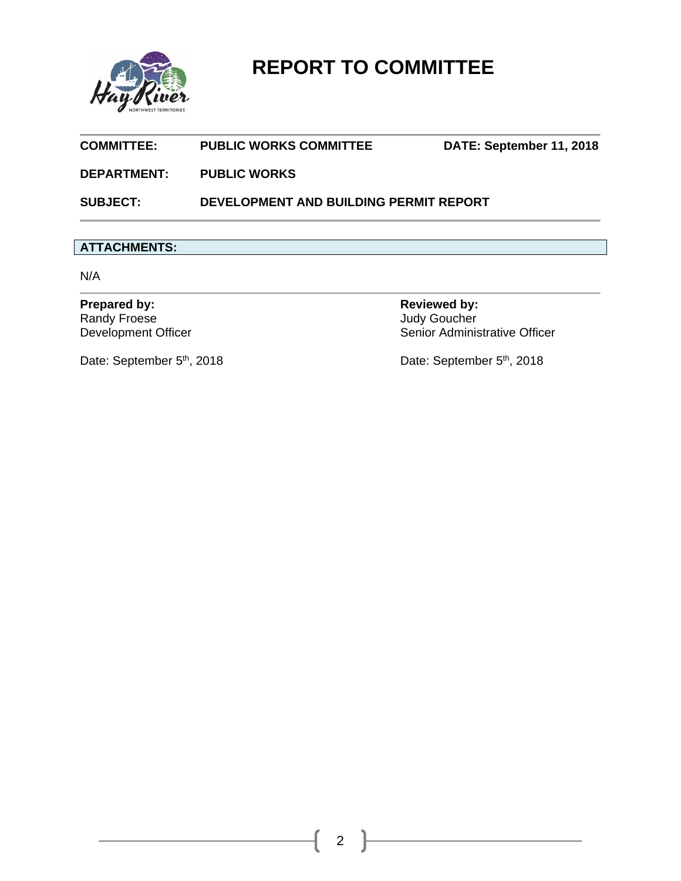# REPORT TO COMMITTEE

**COMMITTEE:** **PUBLIC WORKS COMMITTEE** **DATE: September 11, 2018**

**DEPARTMENT:** **PUBLIC WORKS**

**SUBJECT:** **DEVELOPMENT AND BUILDING PERMIT REPORT**

**ATTACHMENTS:**

N/A

**Prepared by:**
Randy Froese
Development Officer

Date: September 5th, 2018

**Reviewed by:**
Judy Goucher
Senior Administrative Officer

Date: September 5th, 2018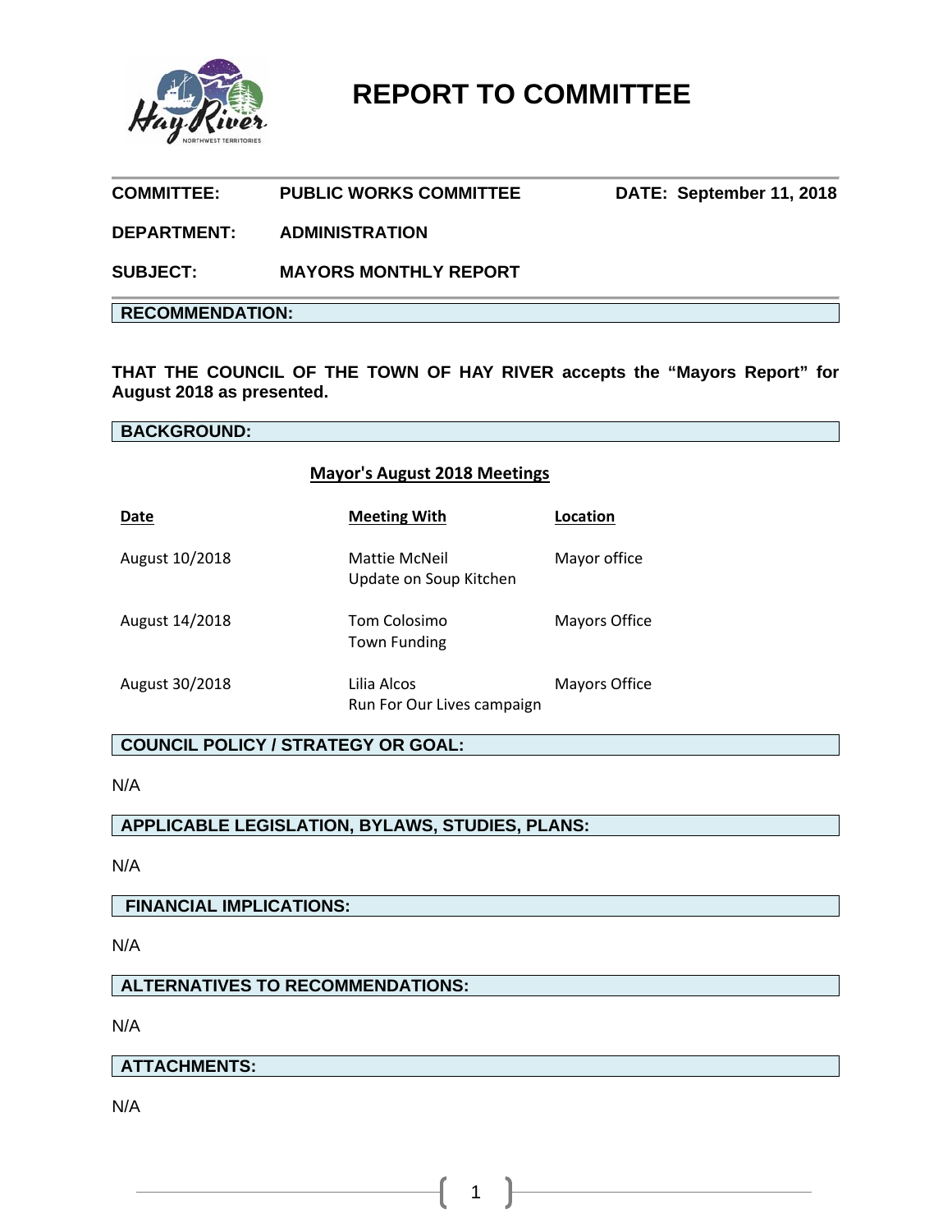# REPORT TO COMMITTEE

**COMMITTEE:** **PUBLIC WORKS COMMITTEE** **DATE: September 11, 2018**

**DEPARTMENT:** **ADMINISTRATION**

**SUBJECT:** **MAYORS MONTHLY REPORT**

## RECOMMENDATION:

**THAT THE COUNCIL OF THE TOWN OF HAY RIVER accepts the "Mayors Report" for August 2018 as presented.**

## BACKGROUND:

**Mayor's August 2018 Meetings**

| Date | Meeting With | Location |
|---|---|---|
| August 10/2018 | Mattie McNeil<br>Update on Soup Kitchen | Mayor office |
| August 14/2018 | Tom Colosimo<br>Town Funding | Mayors Office |
| August 30/2018 | Lilia Alcos<br>Run For Our Lives campaign | Mayors Office |

## COUNCIL POLICY / STRATEGY OR GOAL:

N/A

## APPLICABLE LEGISLATION, BYLAWS, STUDIES, PLANS:

N/A

## FINANCIAL IMPLICATIONS:

N/A

## ALTERNATIVES TO RECOMMENDATIONS:

N/A

## ATTACHMENTS:

N/A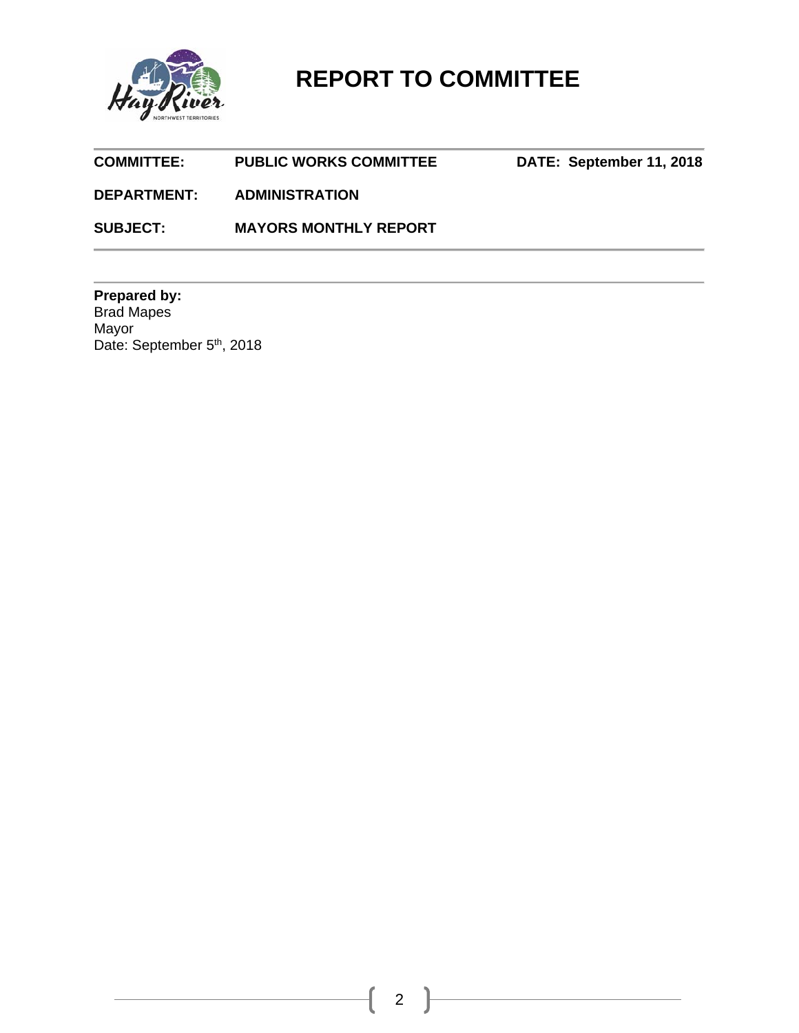# REPORT TO COMMITTEE

| | | |
|---|---|---|
| **COMMITTEE:** | **PUBLIC WORKS COMMITTEE** | **DATE: September 11, 2018** |
| **DEPARTMENT:** | **ADMINISTRATION** | |
| **SUBJECT:** | **MAYORS MONTHLY REPORT** | |

---

**Prepared by:**
Brad Mapes
Mayor
Date: September 5th, 2018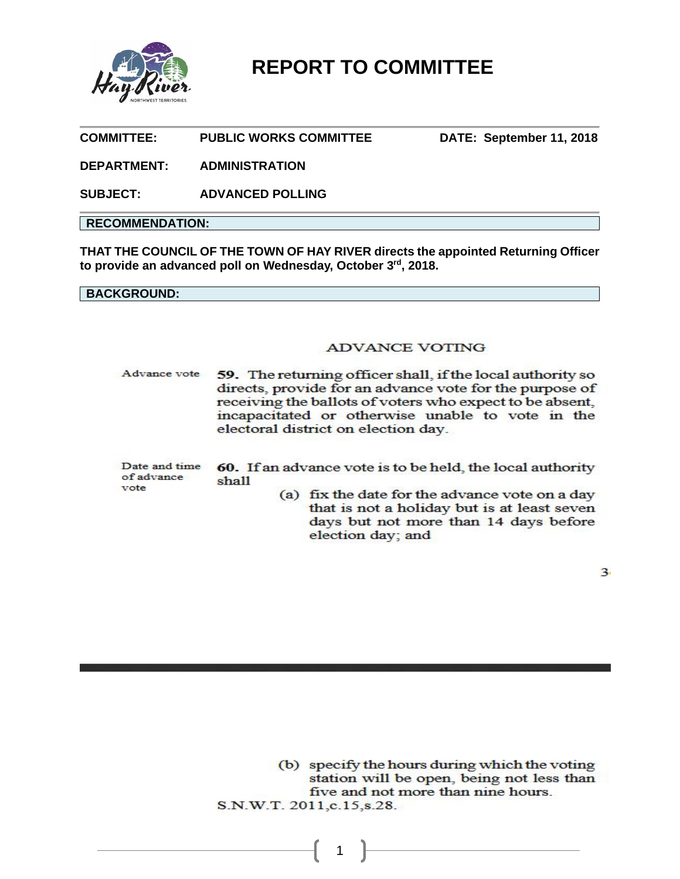# REPORT TO COMMITTEE

**COMMITTEE:** PUBLIC WORKS COMMITTEE **DATE:** September 11, 2018

**DEPARTMENT:** ADMINISTRATION

**SUBJECT:** ADVANCED POLLING

## RECOMMENDATION:

**THAT THE COUNCIL OF THE TOWN OF HAY RIVER directs the appointed Returning Officer to provide an advanced poll on Wednesday, October 3rd, 2018.**

## BACKGROUND:

### ADVANCE VOTING

Advance vote

**59.** The returning officer shall, if the local authority so directs, provide for an advance vote for the purpose of receiving the ballots of voters who expect to be absent, incapacitated or otherwise unable to vote in the electoral district on election day.

Date and time of advance vote

**60.** If an advance vote is to be held, the local authority shall

(a) fix the date for the advance vote on a day that is not a holiday but is at least seven days but not more than 14 days before election day; and

(b) specify the hours during which the voting station will be open, being not less than five and not more than nine hours.

S.N.W.T. 2011,c.15,s.28.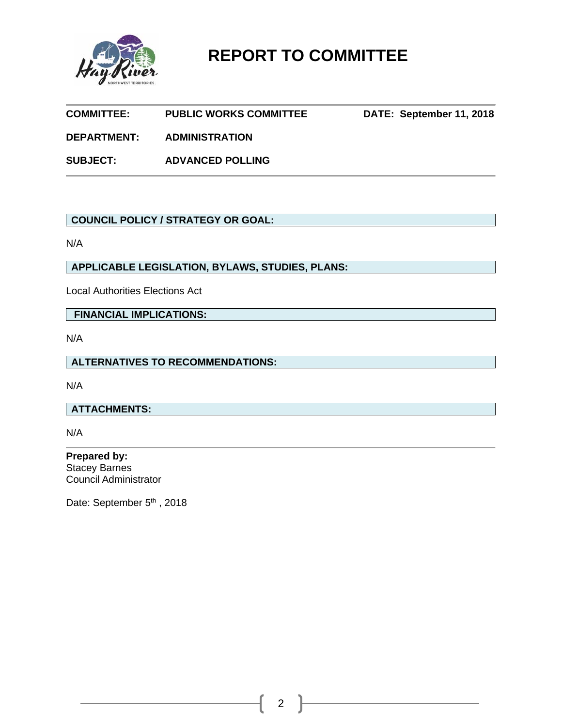# REPORT TO COMMITTEE

| | | |
|---|---|---|
| **COMMITTEE:** | **PUBLIC WORKS COMMITTEE** | **DATE: September 11, 2018** |
| **DEPARTMENT:** | **ADMINISTRATION** | |
| **SUBJECT:** | **ADVANCED POLLING** | |

**COUNCIL POLICY / STRATEGY OR GOAL:**

N/A

**APPLICABLE LEGISLATION, BYLAWS, STUDIES, PLANS:**

Local Authorities Elections Act

**FINANCIAL IMPLICATIONS:**

N/A

**ALTERNATIVES TO RECOMMENDATIONS:**

N/A

**ATTACHMENTS:**

N/A

**Prepared by:**
Stacey Barnes
Council Administrator

Date: September 5th , 2018